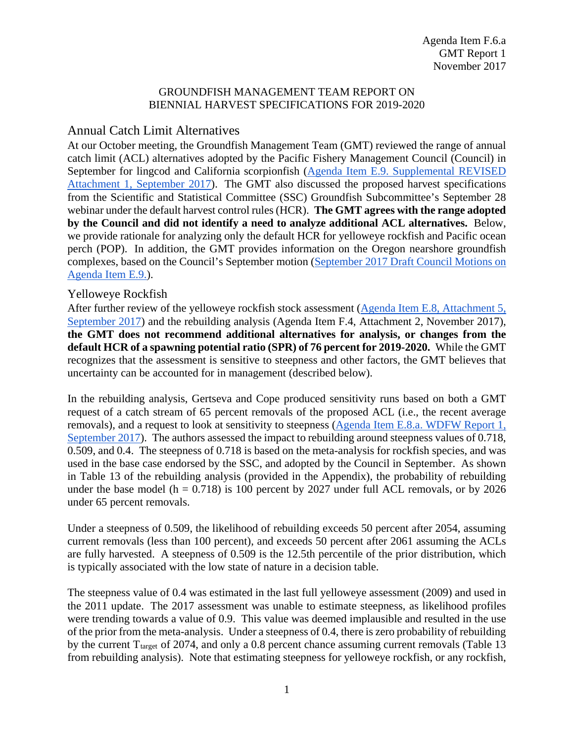Agenda Item F.6.a
GMT Report 1
November 2017

GROUNDFISH MANAGEMENT TEAM REPORT ON
BIENNIAL HARVEST SPECIFICATIONS FOR 2019-2020

# Annual Catch Limit Alternatives

At our October meeting, the Groundfish Management Team (GMT) reviewed the range of annual catch limit (ACL) alternatives adopted by the Pacific Fishery Management Council (Council) in September for lingcod and California scorpionfish (Agenda Item E.9. Supplemental REVISED Attachment 1, September 2017). The GMT also discussed the proposed harvest specifications from the Scientific and Statistical Committee (SSC) Groundfish Subcommittee's September 28 webinar under the default harvest control rules (HCR). **The GMT agrees with the range adopted by the Council and did not identify a need to analyze additional ACL alternatives.** Below, we provide rationale for analyzing only the default HCR for yelloweye rockfish and Pacific ocean perch (POP). In addition, the GMT provides information on the Oregon nearshore groundfish complexes, based on the Council's September motion (September 2017 Draft Council Motions on Agenda Item E.9.).

## Yelloweye Rockfish

After further review of the yelloweye rockfish stock assessment (Agenda Item E.8, Attachment 5, September 2017) and the rebuilding analysis (Agenda Item F.4, Attachment 2, November 2017), **the GMT does not recommend additional alternatives for analysis, or changes from the default HCR of a spawning potential ratio (SPR) of 76 percent for 2019-2020.** While the GMT recognizes that the assessment is sensitive to steepness and other factors, the GMT believes that uncertainty can be accounted for in management (described below).

In the rebuilding analysis, Gertseva and Cope produced sensitivity runs based on both a GMT request of a catch stream of 65 percent removals of the proposed ACL (i.e., the recent average removals), and a request to look at sensitivity to steepness (Agenda Item E.8.a. WDFW Report 1, September 2017). The authors assessed the impact to rebuilding around steepness values of 0.718, 0.509, and 0.4. The steepness of 0.718 is based on the meta-analysis for rockfish species, and was used in the base case endorsed by the SSC, and adopted by the Council in September. As shown in Table 13 of the rebuilding analysis (provided in the Appendix), the probability of rebuilding under the base model (h = 0.718) is 100 percent by 2027 under full ACL removals, or by 2026 under 65 percent removals.

Under a steepness of 0.509, the likelihood of rebuilding exceeds 50 percent after 2054, assuming current removals (less than 100 percent), and exceeds 50 percent after 2061 assuming the ACLs are fully harvested. A steepness of 0.509 is the 12.5th percentile of the prior distribution, which is typically associated with the low state of nature in a decision table.

The steepness value of 0.4 was estimated in the last full yelloweye assessment (2009) and used in the 2011 update. The 2017 assessment was unable to estimate steepness, as likelihood profiles were trending towards a value of 0.9. This value was deemed implausible and resulted in the use of the prior from the meta-analysis. Under a steepness of 0.4, there is zero probability of rebuilding by the current $T_{target}$ of 2074, and only a 0.8 percent chance assuming current removals (Table 13 from rebuilding analysis). Note that estimating steepness for yelloweye rockfish, or any rockfish,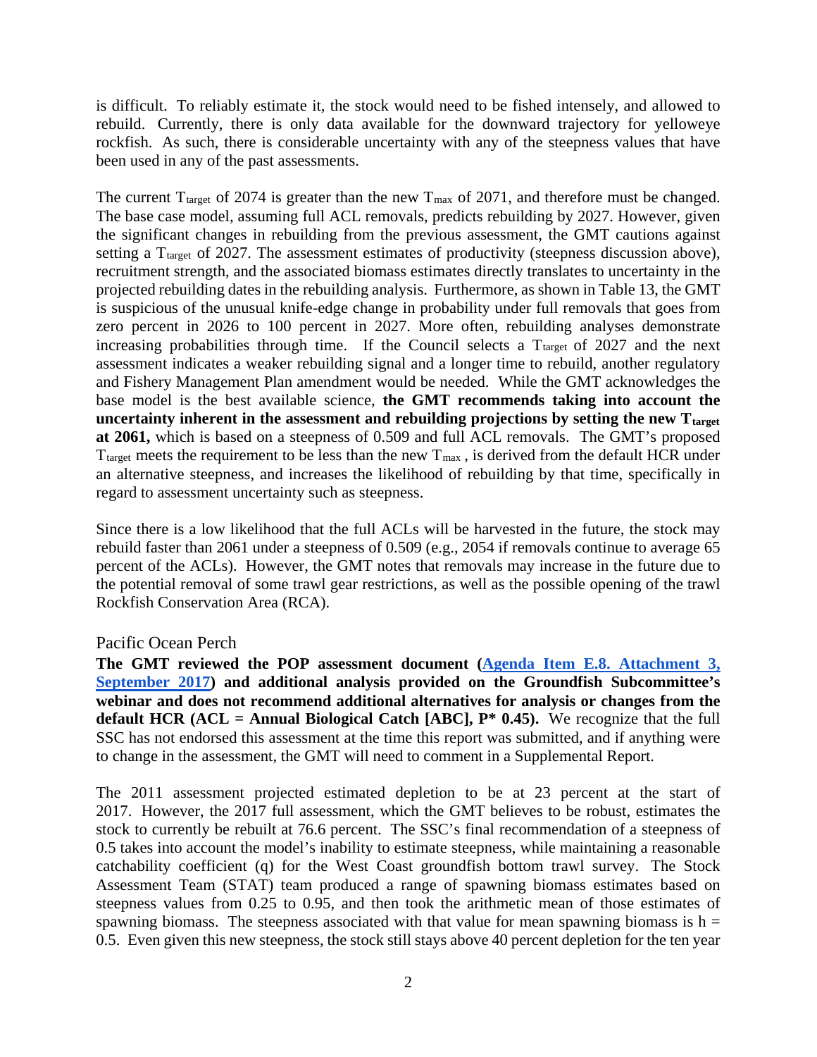is difficult. To reliably estimate it, the stock would need to be fished intensely, and allowed to rebuild. Currently, there is only data available for the downward trajectory for yelloweye rockfish. As such, there is considerable uncertainty with any of the steepness values that have been used in any of the past assessments.

The current $T_{target}$ of 2074 is greater than the new $T_{max}$ of 2071, and therefore must be changed. The base case model, assuming full ACL removals, predicts rebuilding by 2027. However, given the significant changes in rebuilding from the previous assessment, the GMT cautions against setting a $T_{target}$ of 2027. The assessment estimates of productivity (steepness discussion above), recruitment strength, and the associated biomass estimates directly translates to uncertainty in the projected rebuilding dates in the rebuilding analysis. Furthermore, as shown in Table 13, the GMT is suspicious of the unusual knife-edge change in probability under full removals that goes from zero percent in 2026 to 100 percent in 2027. More often, rebuilding analyses demonstrate increasing probabilities through time. If the Council selects a $T_{target}$ of 2027 and the next assessment indicates a weaker rebuilding signal and a longer time to rebuild, another regulatory and Fishery Management Plan amendment would be needed. While the GMT acknowledges the base model is the best available science, **the GMT recommends taking into account the uncertainty inherent in the assessment and rebuilding projections by setting the new $T_{target}$ at 2061,** which is based on a steepness of 0.509 and full ACL removals. The GMT's proposed $T_{target}$ meets the requirement to be less than the new $T_{max}$, is derived from the default HCR under an alternative steepness, and increases the likelihood of rebuilding by that time, specifically in regard to assessment uncertainty such as steepness.

Since there is a low likelihood that the full ACLs will be harvested in the future, the stock may rebuild faster than 2061 under a steepness of 0.509 (e.g., 2054 if removals continue to average 65 percent of the ACLs). However, the GMT notes that removals may increase in the future due to the potential removal of some trawl gear restrictions, as well as the possible opening of the trawl Rockfish Conservation Area (RCA).

## Pacific Ocean Perch

**The GMT reviewed the POP assessment document (Agenda Item E.8. Attachment 3, September 2017) and additional analysis provided on the Groundfish Subcommittee's webinar and does not recommend additional alternatives for analysis or changes from the default HCR (ACL = Annual Biological Catch [ABC], P* 0.45).** We recognize that the full SSC has not endorsed this assessment at the time this report was submitted, and if anything were to change in the assessment, the GMT will need to comment in a Supplemental Report.

The 2011 assessment projected estimated depletion to be at 23 percent at the start of 2017. However, the 2017 full assessment, which the GMT believes to be robust, estimates the stock to currently be rebuilt at 76.6 percent. The SSC's final recommendation of a steepness of 0.5 takes into account the model's inability to estimate steepness, while maintaining a reasonable catchability coefficient (q) for the West Coast groundfish bottom trawl survey. The Stock Assessment Team (STAT) team produced a range of spawning biomass estimates based on steepness values from 0.25 to 0.95, and then took the arithmetic mean of those estimates of spawning biomass. The steepness associated with that value for mean spawning biomass is $h = 0.5$. Even given this new steepness, the stock still stays above 40 percent depletion for the ten year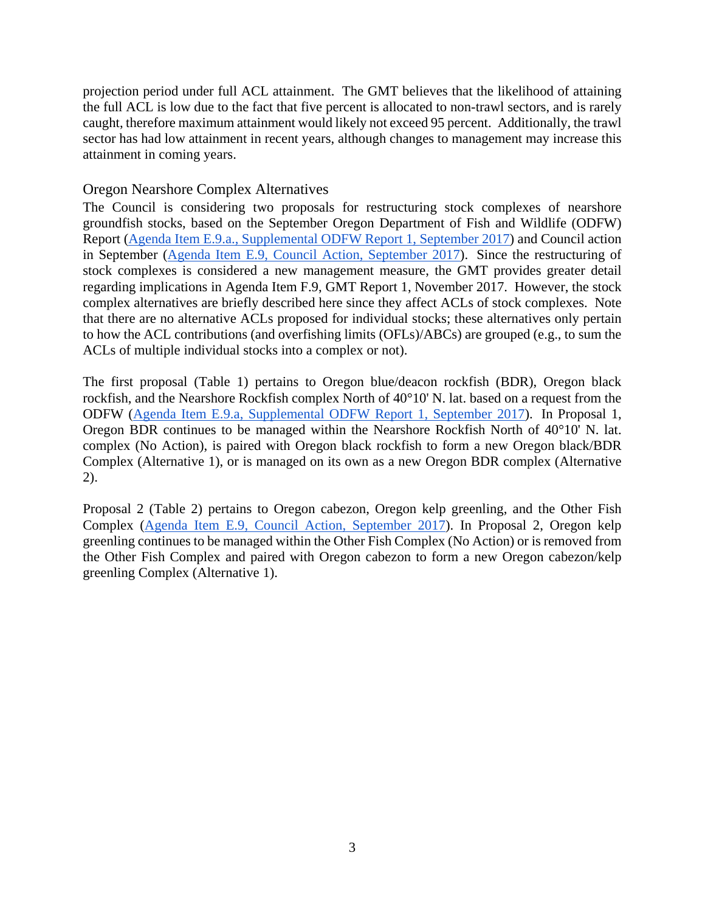projection period under full ACL attainment. The GMT believes that the likelihood of attaining the full ACL is low due to the fact that five percent is allocated to non-trawl sectors, and is rarely caught, therefore maximum attainment would likely not exceed 95 percent. Additionally, the trawl sector has had low attainment in recent years, although changes to management may increase this attainment in coming years.

## Oregon Nearshore Complex Alternatives

The Council is considering two proposals for restructuring stock complexes of nearshore groundfish stocks, based on the September Oregon Department of Fish and Wildlife (ODFW) Report (Agenda Item E.9.a., Supplemental ODFW Report 1, September 2017) and Council action in September (Agenda Item E.9, Council Action, September 2017). Since the restructuring of stock complexes is considered a new management measure, the GMT provides greater detail regarding implications in Agenda Item F.9, GMT Report 1, November 2017. However, the stock complex alternatives are briefly described here since they affect ACLs of stock complexes. Note that there are no alternative ACLs proposed for individual stocks; these alternatives only pertain to how the ACL contributions (and overfishing limits (OFLs)/ABCs) are grouped (e.g., to sum the ACLs of multiple individual stocks into a complex or not).

The first proposal (Table 1) pertains to Oregon blue/deacon rockfish (BDR), Oregon black rockfish, and the Nearshore Rockfish complex North of 40°10' N. lat. based on a request from the ODFW (Agenda Item E.9.a, Supplemental ODFW Report 1, September 2017). In Proposal 1, Oregon BDR continues to be managed within the Nearshore Rockfish North of 40°10' N. lat. complex (No Action), is paired with Oregon black rockfish to form a new Oregon black/BDR Complex (Alternative 1), or is managed on its own as a new Oregon BDR complex (Alternative 2).

Proposal 2 (Table 2) pertains to Oregon cabezon, Oregon kelp greenling, and the Other Fish Complex (Agenda Item E.9, Council Action, September 2017). In Proposal 2, Oregon kelp greenling continues to be managed within the Other Fish Complex (No Action) or is removed from the Other Fish Complex and paired with Oregon cabezon to form a new Oregon cabezon/kelp greenling Complex (Alternative 1).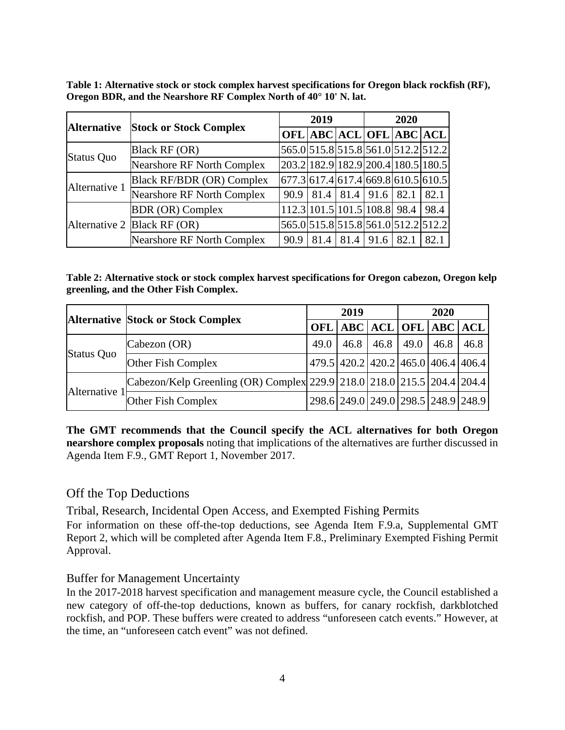**Table 1: Alternative stock or stock complex harvest specifications for Oregon black rockfish (RF), Oregon BDR, and the Nearshore RF Complex North of 40° 10' N. lat.**

| Alternative | Stock or Stock Complex | 2019 | | | 2020 | | |
|---|---|---|---|---|---|---|---|
| | | OFL | ABC | ACL | OFL | ABC | ACL |
| Status Quo | Black RF (OR) | 565.0 | 515.8 | 515.8 | 561.0 | 512.2 | 512.2 |
| | Nearshore RF North Complex | 203.2 | 182.9 | 182.9 | 200.4 | 180.5 | 180.5 |
| Alternative 1 | Black RF/BDR (OR) Complex | 677.3 | 617.4 | 617.4 | 669.8 | 610.5 | 610.5 |
| | Nearshore RF North Complex | 90.9 | 81.4 | 81.4 | 91.6 | 82.1 | 82.1 |
| Alternative 2 | BDR (OR) Complex | 112.3 | 101.5 | 101.5 | 108.8 | 98.4 | 98.4 |
| | Black RF (OR) | 565.0 | 515.8 | 515.8 | 561.0 | 512.2 | 512.2 |
| | Nearshore RF North Complex | 90.9 | 81.4 | 81.4 | 91.6 | 82.1 | 82.1 |

**Table 2: Alternative stock or stock complex harvest specifications for Oregon cabezon, Oregon kelp greenling, and the Other Fish Complex.**

| Alternative | Stock or Stock Complex | 2019 | | | 2020 | | |
|---|---|---|---|---|---|---|---|
| | | OFL | ABC | ACL | OFL | ABC | ACL |
| Status Quo | Cabezon (OR) | 49.0 | 46.8 | 46.8 | 49.0 | 46.8 | 46.8 |
| | Other Fish Complex | 479.5 | 420.2 | 420.2 | 465.0 | 406.4 | 406.4 |
| Alternative 1 | Cabezon/Kelp Greenling (OR) Complex | 229.9 | 218.0 | 218.0 | 215.5 | 204.4 | 204.4 |
| | Other Fish Complex | 298.6 | 249.0 | 249.0 | 298.5 | 248.9 | 248.9 |

**The GMT recommends that the Council specify the ACL alternatives for both Oregon nearshore complex proposals** noting that implications of the alternatives are further discussed in Agenda Item F.9., GMT Report 1, November 2017.

## Off the Top Deductions

### Tribal, Research, Incidental Open Access, and Exempted Fishing Permits

For information on these off-the-top deductions, see Agenda Item F.9.a, Supplemental GMT Report 2, which will be completed after Agenda Item F.8., Preliminary Exempted Fishing Permit Approval.

### Buffer for Management Uncertainty

In the 2017-2018 harvest specification and management measure cycle, the Council established a new category of off-the-top deductions, known as buffers, for canary rockfish, darkblotched rockfish, and POP. These buffers were created to address "unforeseen catch events." However, at the time, an "unforeseen catch event" was not defined.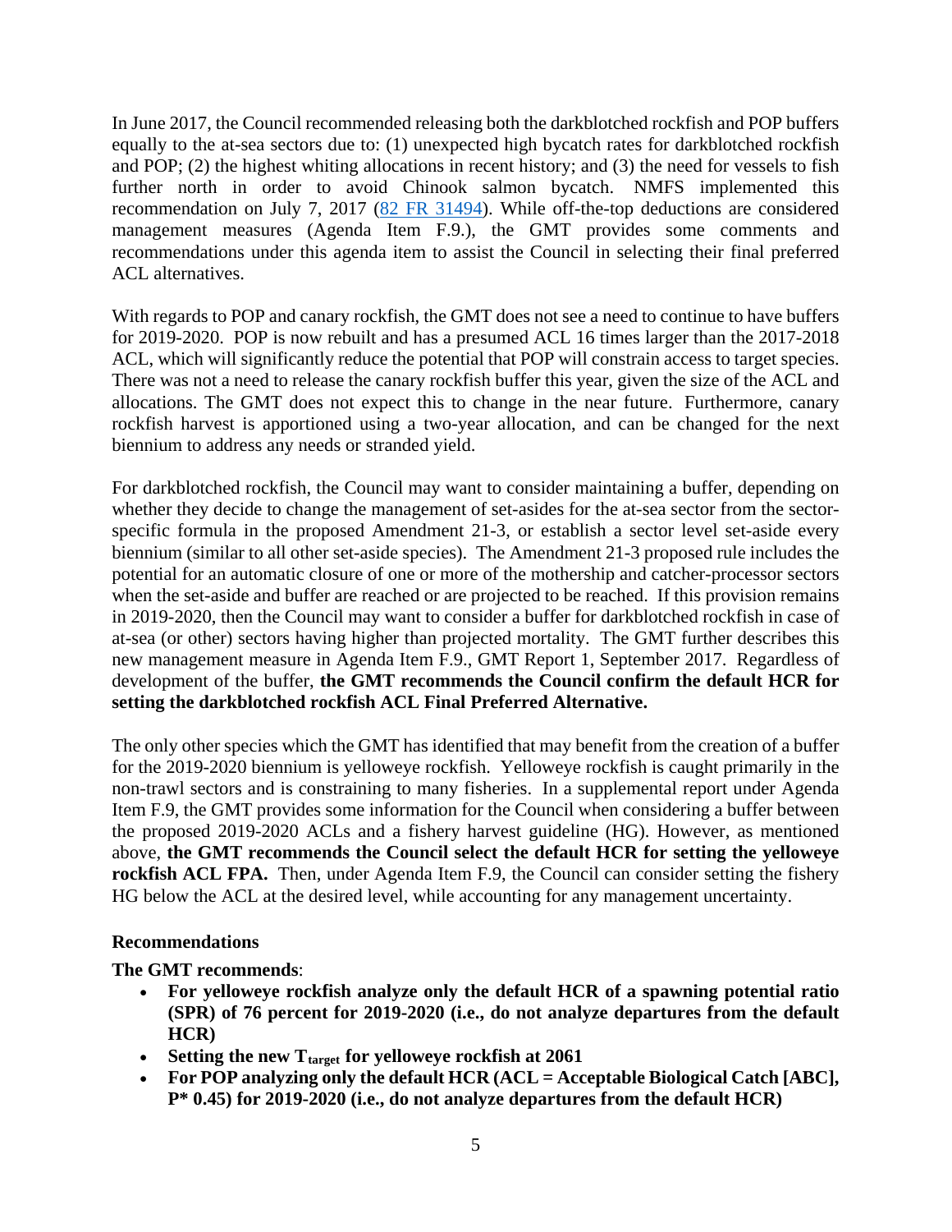In June 2017, the Council recommended releasing both the darkblotched rockfish and POP buffers equally to the at-sea sectors due to: (1) unexpected high bycatch rates for darkblotched rockfish and POP; (2) the highest whiting allocations in recent history; and (3) the need for vessels to fish further north in order to avoid Chinook salmon bycatch. NMFS implemented this recommendation on July 7, 2017 ([82 FR 31494](82 FR 31494)). While off-the-top deductions are considered management measures (Agenda Item F.9.), the GMT provides some comments and recommendations under this agenda item to assist the Council in selecting their final preferred ACL alternatives.

With regards to POP and canary rockfish, the GMT does not see a need to continue to have buffers for 2019-2020. POP is now rebuilt and has a presumed ACL 16 times larger than the 2017-2018 ACL, which will significantly reduce the potential that POP will constrain access to target species. There was not a need to release the canary rockfish buffer this year, given the size of the ACL and allocations. The GMT does not expect this to change in the near future. Furthermore, canary rockfish harvest is apportioned using a two-year allocation, and can be changed for the next biennium to address any needs or stranded yield.

For darkblotched rockfish, the Council may want to consider maintaining a buffer, depending on whether they decide to change the management of set-asides for the at-sea sector from the sector-specific formula in the proposed Amendment 21-3, or establish a sector level set-aside every biennium (similar to all other set-aside species). The Amendment 21-3 proposed rule includes the potential for an automatic closure of one or more of the mothership and catcher-processor sectors when the set-aside and buffer are reached or are projected to be reached. If this provision remains in 2019-2020, then the Council may want to consider a buffer for darkblotched rockfish in case of at-sea (or other) sectors having higher than projected mortality. The GMT further describes this new management measure in Agenda Item F.9., GMT Report 1, September 2017. Regardless of development of the buffer, **the GMT recommends the Council confirm the default HCR for setting the darkblotched rockfish ACL Final Preferred Alternative.**

The only other species which the GMT has identified that may benefit from the creation of a buffer for the 2019-2020 biennium is yelloweye rockfish. Yelloweye rockfish is caught primarily in the non-trawl sectors and is constraining to many fisheries. In a supplemental report under Agenda Item F.9, the GMT provides some information for the Council when considering a buffer between the proposed 2019-2020 ACLs and a fishery harvest guideline (HG). However, as mentioned above, **the GMT recommends the Council select the default HCR for setting the yelloweye rockfish ACL FPA.** Then, under Agenda Item F.9, the Council can consider setting the fishery HG below the ACL at the desired level, while accounting for any management uncertainty.

**Recommendations**

**The GMT recommends**:

- **For yelloweye rockfish analyze only the default HCR of a spawning potential ratio (SPR) of 76 percent for 2019-2020 (i.e., do not analyze departures from the default HCR)**
- **Setting the new $T_{target}$ for yelloweye rockfish at 2061**
- **For POP analyzing only the default HCR (ACL = Acceptable Biological Catch [ABC], P* 0.45) for 2019-2020 (i.e., do not analyze departures from the default HCR)**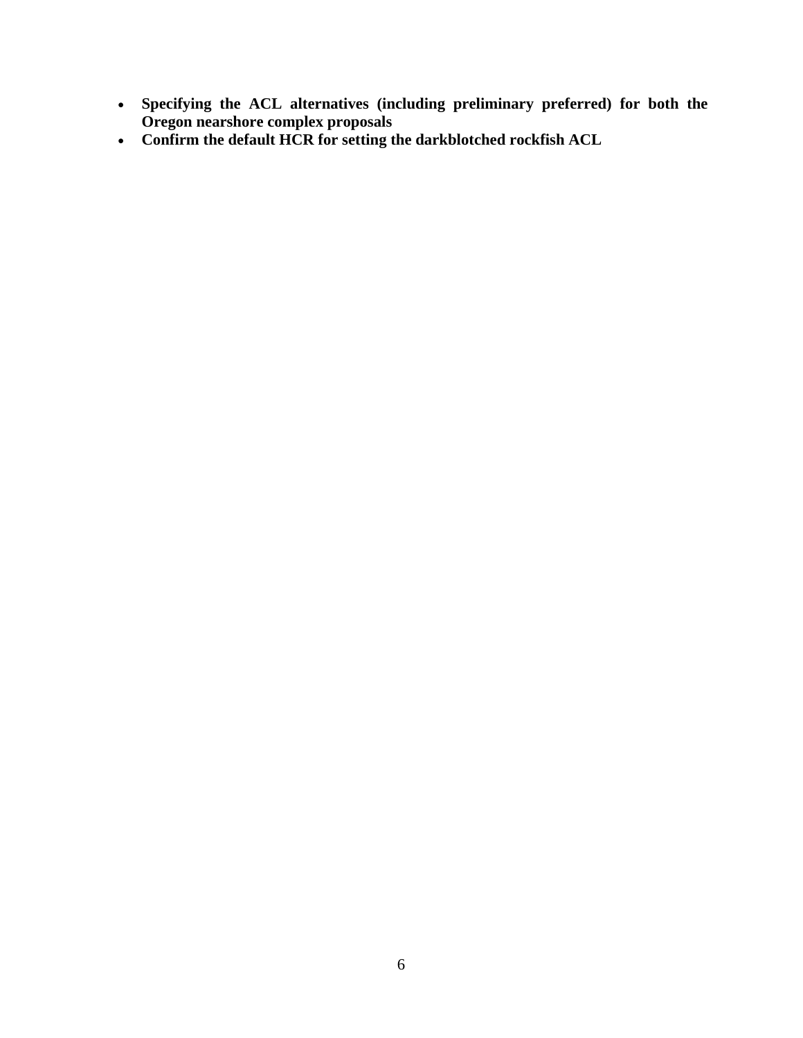- **Specifying the ACL alternatives (including preliminary preferred) for both the Oregon nearshore complex proposals**
- **Confirm the default HCR for setting the darkblotched rockfish ACL**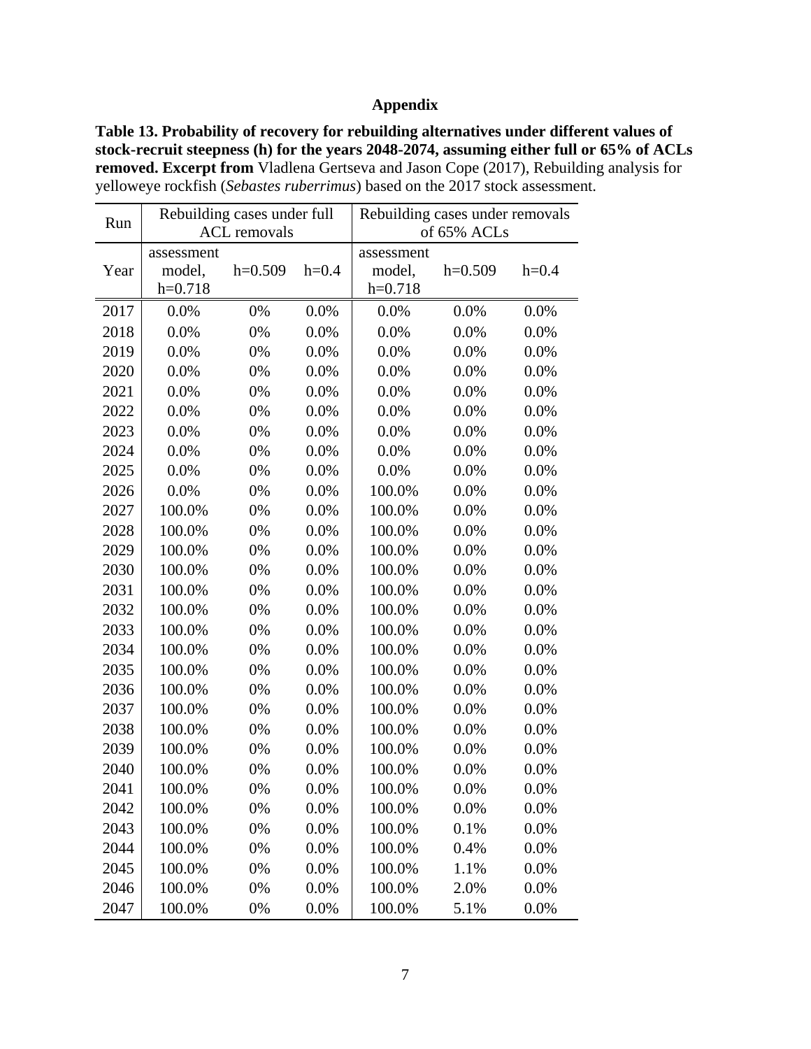## Appendix

**Table 13. Probability of recovery for rebuilding alternatives under different values of stock-recruit steepness (h) for the years 2048-2074, assuming either full or 65% of ACLs removed. Excerpt from** Vladlena Gertseva and Jason Cope (2017), Rebuilding analysis for yelloweye rockfish (*Sebastes ruberrimus*) based on the 2017 stock assessment.

| Run | Rebuilding cases under full ACL removals | | | Rebuilding cases under removals of 65% ACLs | | |
|---|---|---|---|---|---|---|
| Year | assessment model, h=0.718 | h=0.509 | h=0.4 | assessment model, h=0.718 | h=0.509 | h=0.4 |
| 2017 | 0.0% | 0% | 0.0% | 0.0% | 0.0% | 0.0% |
| 2018 | 0.0% | 0% | 0.0% | 0.0% | 0.0% | 0.0% |
| 2019 | 0.0% | 0% | 0.0% | 0.0% | 0.0% | 0.0% |
| 2020 | 0.0% | 0% | 0.0% | 0.0% | 0.0% | 0.0% |
| 2021 | 0.0% | 0% | 0.0% | 0.0% | 0.0% | 0.0% |
| 2022 | 0.0% | 0% | 0.0% | 0.0% | 0.0% | 0.0% |
| 2023 | 0.0% | 0% | 0.0% | 0.0% | 0.0% | 0.0% |
| 2024 | 0.0% | 0% | 0.0% | 0.0% | 0.0% | 0.0% |
| 2025 | 0.0% | 0% | 0.0% | 0.0% | 0.0% | 0.0% |
| 2026 | 0.0% | 0% | 0.0% | 100.0% | 0.0% | 0.0% |
| 2027 | 100.0% | 0% | 0.0% | 100.0% | 0.0% | 0.0% |
| 2028 | 100.0% | 0% | 0.0% | 100.0% | 0.0% | 0.0% |
| 2029 | 100.0% | 0% | 0.0% | 100.0% | 0.0% | 0.0% |
| 2030 | 100.0% | 0% | 0.0% | 100.0% | 0.0% | 0.0% |
| 2031 | 100.0% | 0% | 0.0% | 100.0% | 0.0% | 0.0% |
| 2032 | 100.0% | 0% | 0.0% | 100.0% | 0.0% | 0.0% |
| 2033 | 100.0% | 0% | 0.0% | 100.0% | 0.0% | 0.0% |
| 2034 | 100.0% | 0% | 0.0% | 100.0% | 0.0% | 0.0% |
| 2035 | 100.0% | 0% | 0.0% | 100.0% | 0.0% | 0.0% |
| 2036 | 100.0% | 0% | 0.0% | 100.0% | 0.0% | 0.0% |
| 2037 | 100.0% | 0% | 0.0% | 100.0% | 0.0% | 0.0% |
| 2038 | 100.0% | 0% | 0.0% | 100.0% | 0.0% | 0.0% |
| 2039 | 100.0% | 0% | 0.0% | 100.0% | 0.0% | 0.0% |
| 2040 | 100.0% | 0% | 0.0% | 100.0% | 0.0% | 0.0% |
| 2041 | 100.0% | 0% | 0.0% | 100.0% | 0.0% | 0.0% |
| 2042 | 100.0% | 0% | 0.0% | 100.0% | 0.0% | 0.0% |
| 2043 | 100.0% | 0% | 0.0% | 100.0% | 0.1% | 0.0% |
| 2044 | 100.0% | 0% | 0.0% | 100.0% | 0.4% | 0.0% |
| 2045 | 100.0% | 0% | 0.0% | 100.0% | 1.1% | 0.0% |
| 2046 | 100.0% | 0% | 0.0% | 100.0% | 2.0% | 0.0% |
| 2047 | 100.0% | 0% | 0.0% | 100.0% | 5.1% | 0.0% |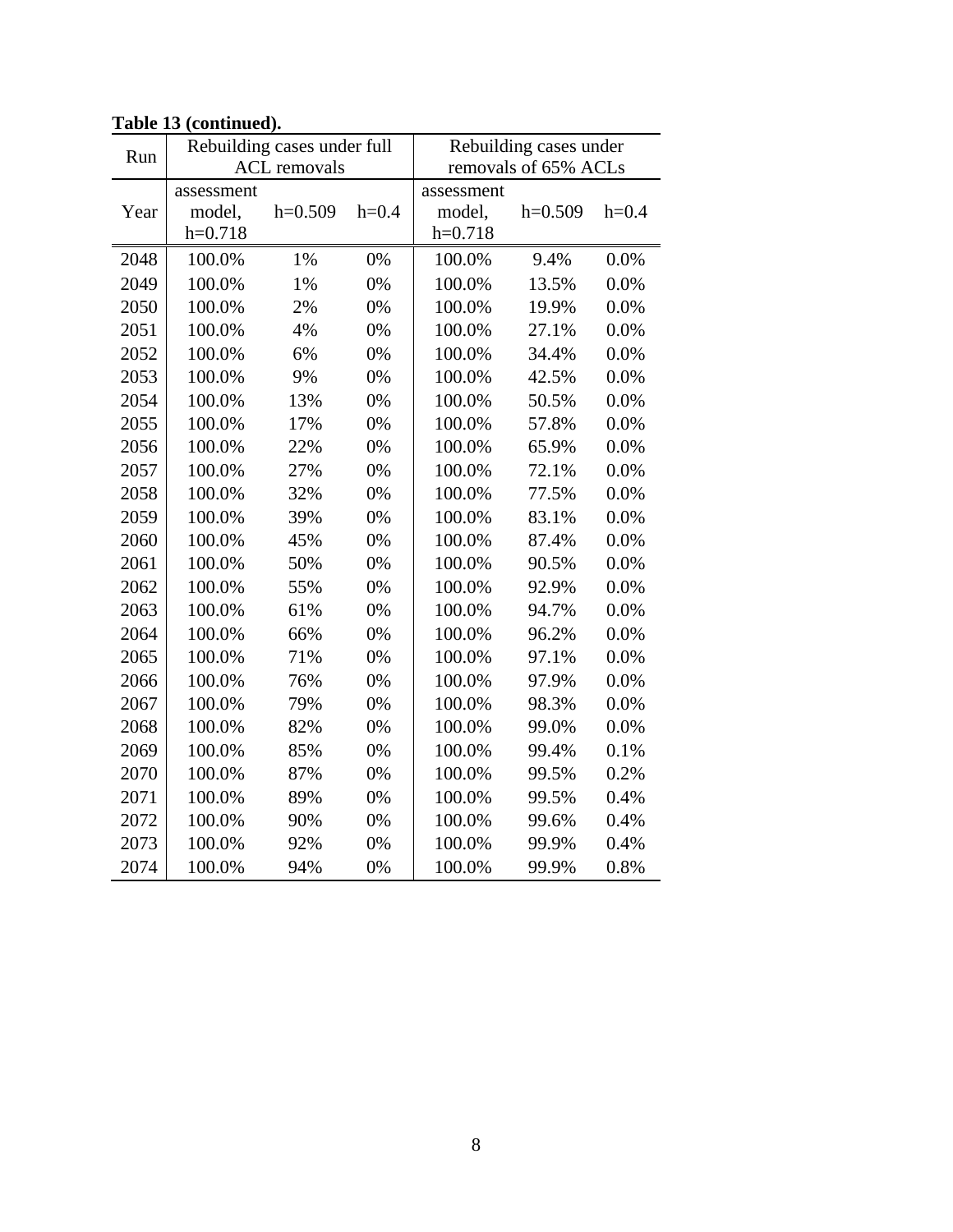**Table 13 (continued).**

| Run | Rebuilding cases under full ACL removals | | | Rebuilding cases under removals of 65% ACLs | | |
|---|---|---|---|---|---|---|
| Year | assessment model, h=0.718 | h=0.509 | h=0.4 | assessment model, h=0.718 | h=0.509 | h=0.4 |
| 2048 | 100.0% | 1% | 0% | 100.0% | 9.4% | 0.0% |
| 2049 | 100.0% | 1% | 0% | 100.0% | 13.5% | 0.0% |
| 2050 | 100.0% | 2% | 0% | 100.0% | 19.9% | 0.0% |
| 2051 | 100.0% | 4% | 0% | 100.0% | 27.1% | 0.0% |
| 2052 | 100.0% | 6% | 0% | 100.0% | 34.4% | 0.0% |
| 2053 | 100.0% | 9% | 0% | 100.0% | 42.5% | 0.0% |
| 2054 | 100.0% | 13% | 0% | 100.0% | 50.5% | 0.0% |
| 2055 | 100.0% | 17% | 0% | 100.0% | 57.8% | 0.0% |
| 2056 | 100.0% | 22% | 0% | 100.0% | 65.9% | 0.0% |
| 2057 | 100.0% | 27% | 0% | 100.0% | 72.1% | 0.0% |
| 2058 | 100.0% | 32% | 0% | 100.0% | 77.5% | 0.0% |
| 2059 | 100.0% | 39% | 0% | 100.0% | 83.1% | 0.0% |
| 2060 | 100.0% | 45% | 0% | 100.0% | 87.4% | 0.0% |
| 2061 | 100.0% | 50% | 0% | 100.0% | 90.5% | 0.0% |
| 2062 | 100.0% | 55% | 0% | 100.0% | 92.9% | 0.0% |
| 2063 | 100.0% | 61% | 0% | 100.0% | 94.7% | 0.0% |
| 2064 | 100.0% | 66% | 0% | 100.0% | 96.2% | 0.0% |
| 2065 | 100.0% | 71% | 0% | 100.0% | 97.1% | 0.0% |
| 2066 | 100.0% | 76% | 0% | 100.0% | 97.9% | 0.0% |
| 2067 | 100.0% | 79% | 0% | 100.0% | 98.3% | 0.0% |
| 2068 | 100.0% | 82% | 0% | 100.0% | 99.0% | 0.0% |
| 2069 | 100.0% | 85% | 0% | 100.0% | 99.4% | 0.1% |
| 2070 | 100.0% | 87% | 0% | 100.0% | 99.5% | 0.2% |
| 2071 | 100.0% | 89% | 0% | 100.0% | 99.5% | 0.4% |
| 2072 | 100.0% | 90% | 0% | 100.0% | 99.6% | 0.4% |
| 2073 | 100.0% | 92% | 0% | 100.0% | 99.9% | 0.4% |
| 2074 | 100.0% | 94% | 0% | 100.0% | 99.9% | 0.8% |